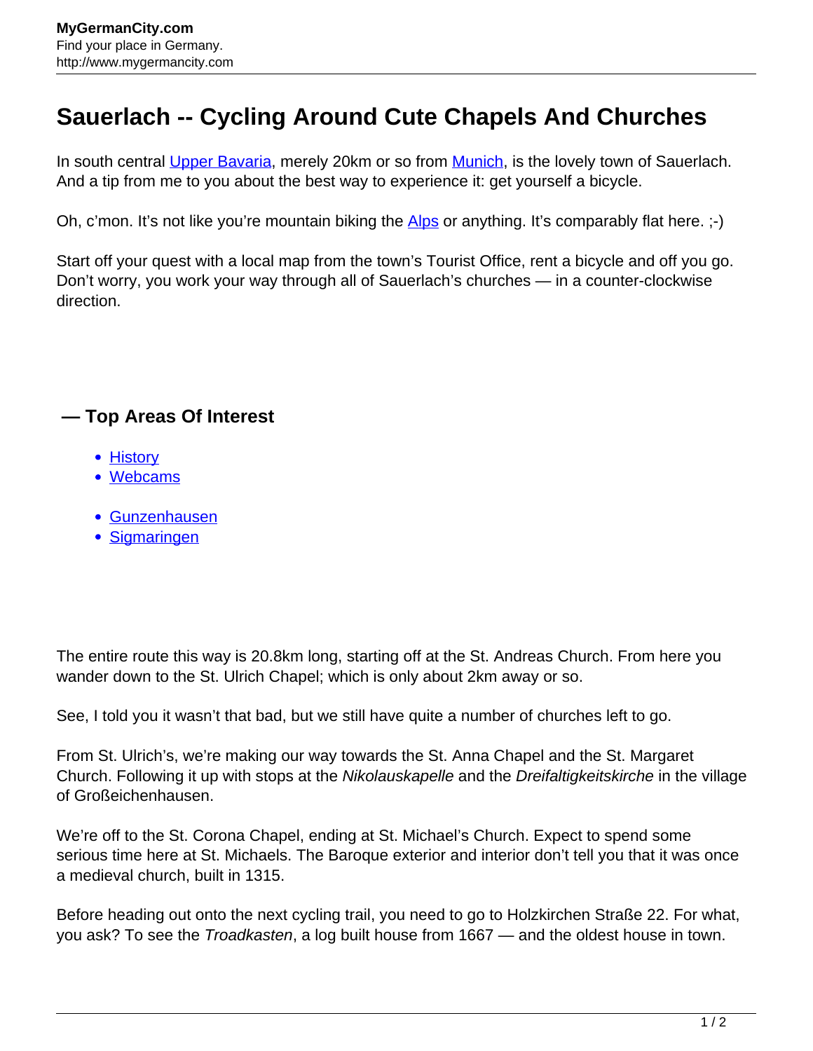# Sauerlach -- Cycling Around Cute Chapels And Churches

In south central Upper Bavaria, merely 20km or so from Munich, is the lovely town of Sauerlach. And a tip from me to you about the best way to experience it: get yourself a bicycle.

Oh, c'mon. It's not like you're mountain biking the Alps or anything. It's comparably flat here. ;-)

Start off your quest with a local map from the town's Tourist Office, rent a bicycle and off you go. Don't worry, you work your way through all of Sauerlach's churches — in a counter-clockwise direction.

## — Top Areas Of Interest

- History
- Webcams

- Gunzenhausen
- Sigmaringen

The entire route this way is 20.8km long, starting off at the St. Andreas Church. From here you wander down to the St. Ulrich Chapel; which is only about 2km away or so.

See, I told you it wasn't that bad, but we still have quite a number of churches left to go.

From St. Ulrich's, we're making our way towards the St. Anna Chapel and the St. Margaret Church. Following it up with stops at the *Nikolauskapelle* and the *Dreifaltigkeitskirche* in the village of Großeichenhausen.

We're off to the St. Corona Chapel, ending at St. Michael's Church. Expect to spend some serious time here at St. Michaels. The Baroque exterior and interior don't tell you that it was once a medieval church, built in 1315.

Before heading out onto the next cycling trail, you need to go to Holzkirchen Straße 22. For what, you ask? To see the *Troadkasten*, a log built house from 1667 — and the oldest house in town.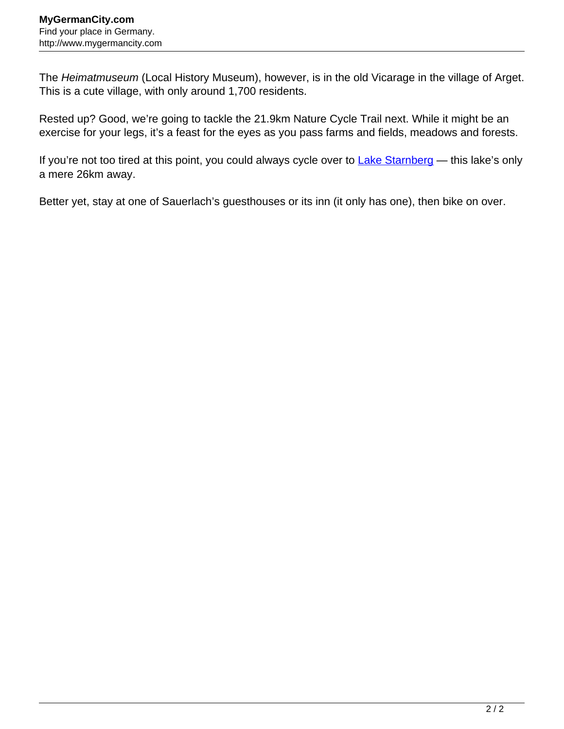The *Heimatmuseum* (Local History Museum), however, is in the old Vicarage in the village of Arget. This is a cute village, with only around 1,700 residents.

Rested up? Good, we're going to tackle the 21.9km Nature Cycle Trail next. While it might be an exercise for your legs, it's a feast for the eyes as you pass farms and fields, meadows and forests.

If you're not too tired at this point, you could always cycle over to Lake Starnberg — this lake's only a mere 26km away.

Better yet, stay at one of Sauerlach's guesthouses or its inn (it only has one), then bike on over.